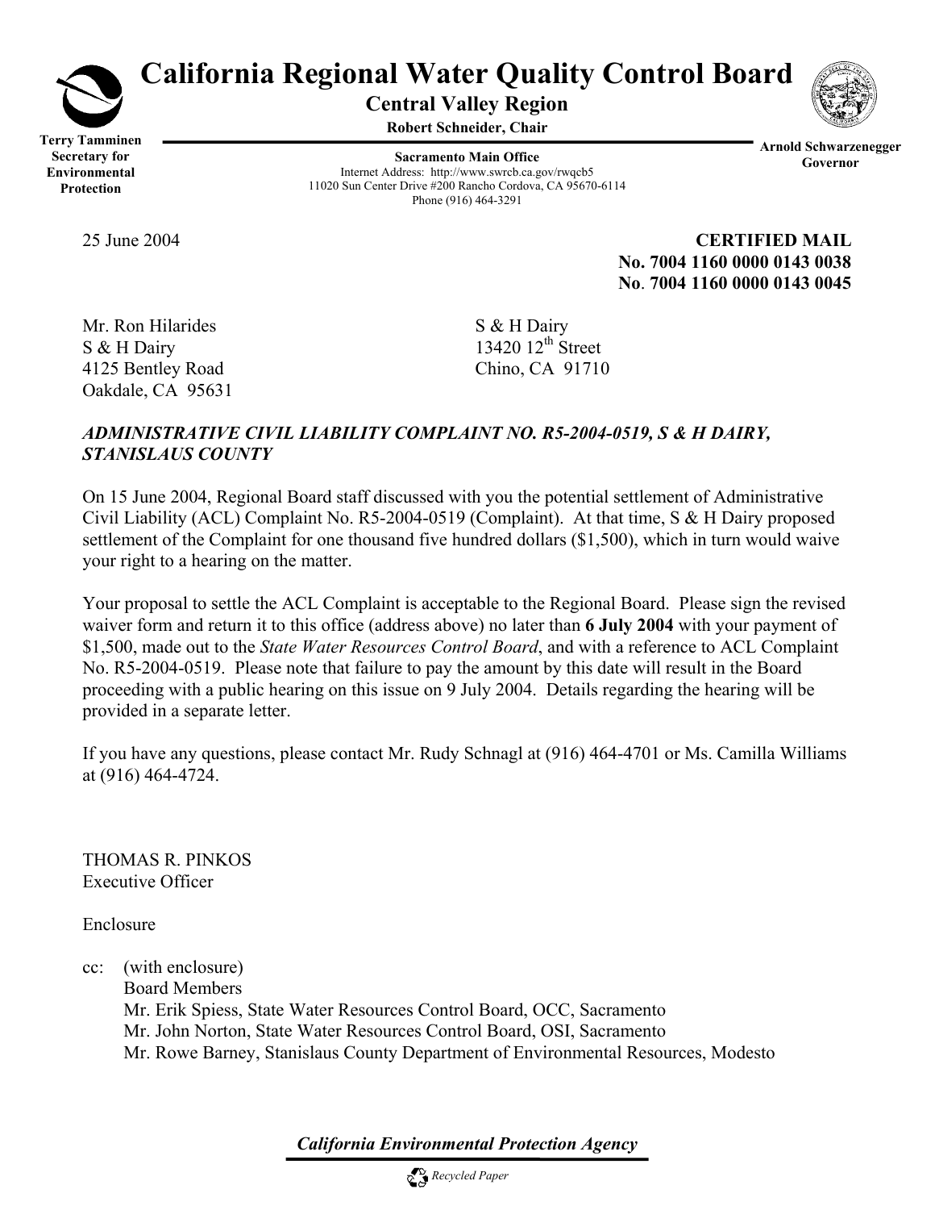# California Regional Water Quality Control Board

**Central Valley Region**

**Robert Schneider, Chair**

**Terry Tamminen**
**Secretary for Environmental Protection**

**Arnold Schwarzenegger**
**Governor**

**Sacramento Main Office**
Internet Address: http://www.swrcb.ca.gov/rwqcb5
11020 Sun Center Drive #200 Rancho Cordova, CA 95670-6114
Phone (916) 464-3291

25 June 2004

**CERTIFIED MAIL**
**No. 7004 1160 0000 0143 0038**
**No. 7004 1160 0000 0143 0045**

Mr. Ron Hilarides
S & H Dairy
4125 Bentley Road
Oakdale, CA 95631

S & H Dairy
13420 12th Street
Chino, CA 91710

***ADMINISTRATIVE CIVIL LIABILITY COMPLAINT NO. R5-2004-0519, S & H DAIRY, STANISLAUS COUNTY***

On 15 June 2004, Regional Board staff discussed with you the potential settlement of Administrative Civil Liability (ACL) Complaint No. R5-2004-0519 (Complaint). At that time, S & H Dairy proposed settlement of the Complaint for one thousand five hundred dollars ($1,500), which in turn would waive your right to a hearing on the matter.

Your proposal to settle the ACL Complaint is acceptable to the Regional Board. Please sign the revised waiver form and return it to this office (address above) no later than **6 July 2004** with your payment of $1,500, made out to the *State Water Resources Control Board*, and with a reference to ACL Complaint No. R5-2004-0519. Please note that failure to pay the amount by this date will result in the Board proceeding with a public hearing on this issue on 9 July 2004. Details regarding the hearing will be provided in a separate letter.

If you have any questions, please contact Mr. Rudy Schnagl at (916) 464-4701 or Ms. Camilla Williams at (916) 464-4724.

THOMAS R. PINKOS
Executive Officer

Enclosure

cc: (with enclosure)
Board Members
Mr. Erik Spiess, State Water Resources Control Board, OCC, Sacramento
Mr. John Norton, State Water Resources Control Board, OSI, Sacramento
Mr. Rowe Barney, Stanislaus County Department of Environmental Resources, Modesto

***California Environmental Protection Agency***

*Recycled Paper*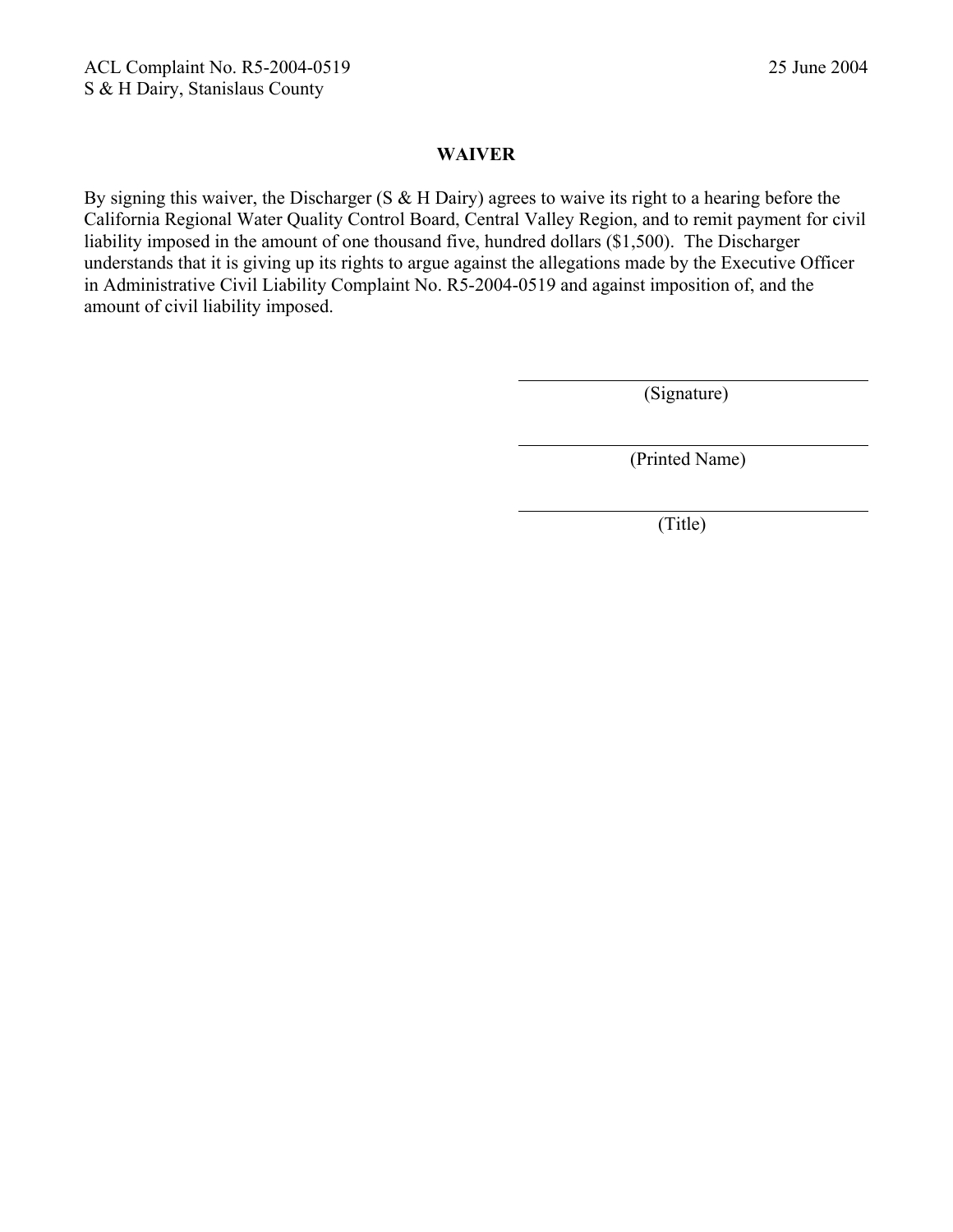**WAIVER**

By signing this waiver, the Discharger (S & H Dairy) agrees to waive its right to a hearing before the California Regional Water Quality Control Board, Central Valley Region, and to remit payment for civil liability imposed in the amount of one thousand five, hundred dollars ($1,500). The Discharger understands that it is giving up its rights to argue against the allegations made by the Executive Officer in Administrative Civil Liability Complaint No. R5-2004-0519 and against imposition of, and the amount of civil liability imposed.

\_\_\_\_\_\_\_\_\_\_\_\_\_\_\_\_\_\_\_\_\_\_\_\_\_\_\_\_\_\_
(Signature)

\_\_\_\_\_\_\_\_\_\_\_\_\_\_\_\_\_\_\_\_\_\_\_\_\_\_\_\_\_\_
(Printed Name)

\_\_\_\_\_\_\_\_\_\_\_\_\_\_\_\_\_\_\_\_\_\_\_\_\_\_\_\_\_\_
(Title)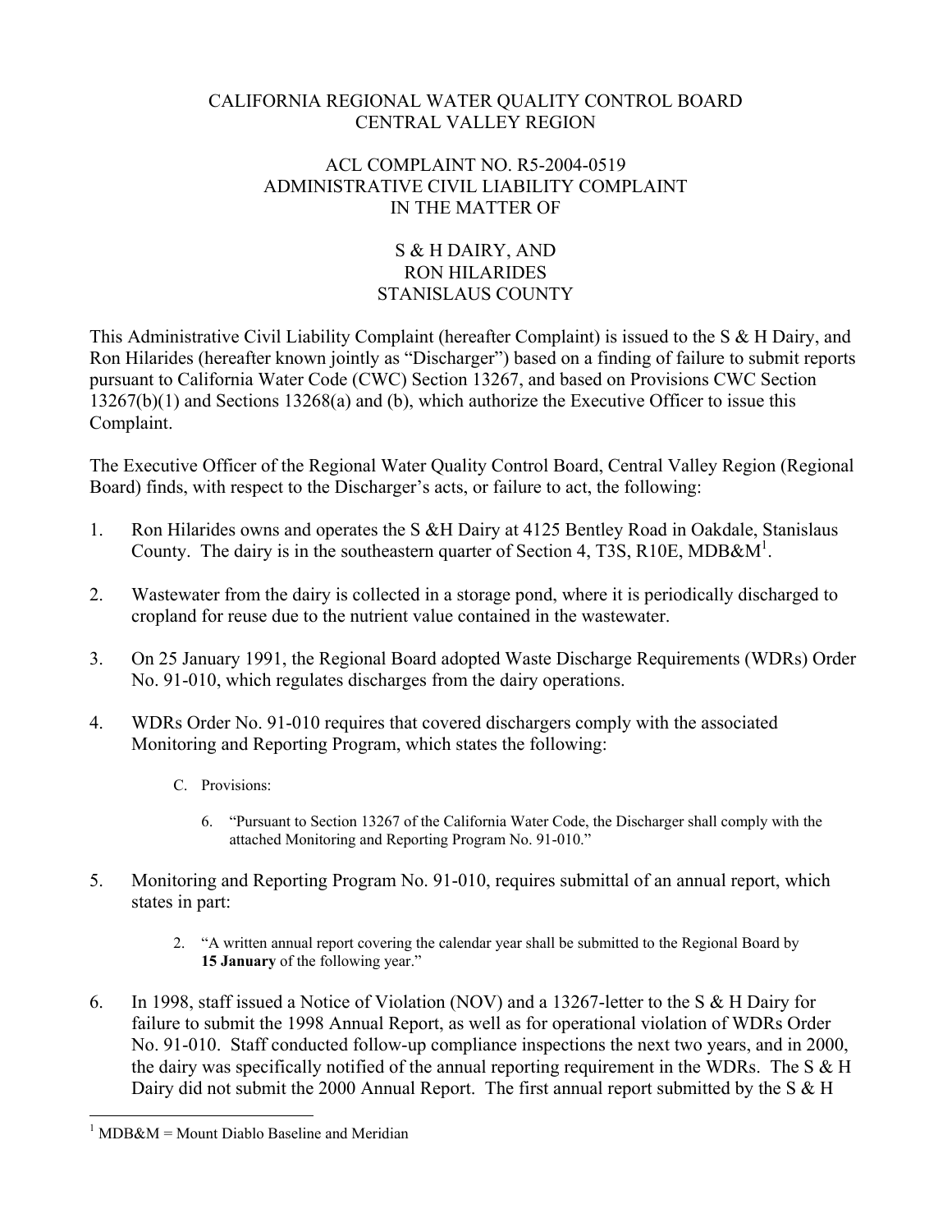CALIFORNIA REGIONAL WATER QUALITY CONTROL BOARD
CENTRAL VALLEY REGION

ACL COMPLAINT NO. R5-2004-0519
ADMINISTRATIVE CIVIL LIABILITY COMPLAINT
IN THE MATTER OF

S & H DAIRY, AND
RON HILARIDES
STANISLAUS COUNTY

This Administrative Civil Liability Complaint (hereafter Complaint) is issued to the S & H Dairy, and Ron Hilarides (hereafter known jointly as "Discharger") based on a finding of failure to submit reports pursuant to California Water Code (CWC) Section 13267, and based on Provisions CWC Section 13267(b)(1) and Sections 13268(a) and (b), which authorize the Executive Officer to issue this Complaint.

The Executive Officer of the Regional Water Quality Control Board, Central Valley Region (Regional Board) finds, with respect to the Discharger's acts, or failure to act, the following:

1. Ron Hilarides owns and operates the S &H Dairy at 4125 Bentley Road in Oakdale, Stanislaus County. The dairy is in the southeastern quarter of Section 4, T3S, R10E, MDB&M[1].

2. Wastewater from the dairy is collected in a storage pond, where it is periodically discharged to cropland for reuse due to the nutrient value contained in the wastewater.

3. On 25 January 1991, the Regional Board adopted Waste Discharge Requirements (WDRs) Order No. 91-010, which regulates discharges from the dairy operations.

4. WDRs Order No. 91-010 requires that covered dischargers comply with the associated Monitoring and Reporting Program, which states the following:

   C. Provisions:

      6. "Pursuant to Section 13267 of the California Water Code, the Discharger shall comply with the attached Monitoring and Reporting Program No. 91-010."

5. Monitoring and Reporting Program No. 91-010, requires submittal of an annual report, which states in part:

   2. "A written annual report covering the calendar year shall be submitted to the Regional Board by **15 January** of the following year."

6. In 1998, staff issued a Notice of Violation (NOV) and a 13267-letter to the S & H Dairy for failure to submit the 1998 Annual Report, as well as for operational violation of WDRs Order No. 91-010. Staff conducted follow-up compliance inspections the next two years, and in 2000, the dairy was specifically notified of the annual reporting requirement in the WDRs. The S & H Dairy did not submit the 2000 Annual Report. The first annual report submitted by the S & H

[1] MDB&M = Mount Diablo Baseline and Meridian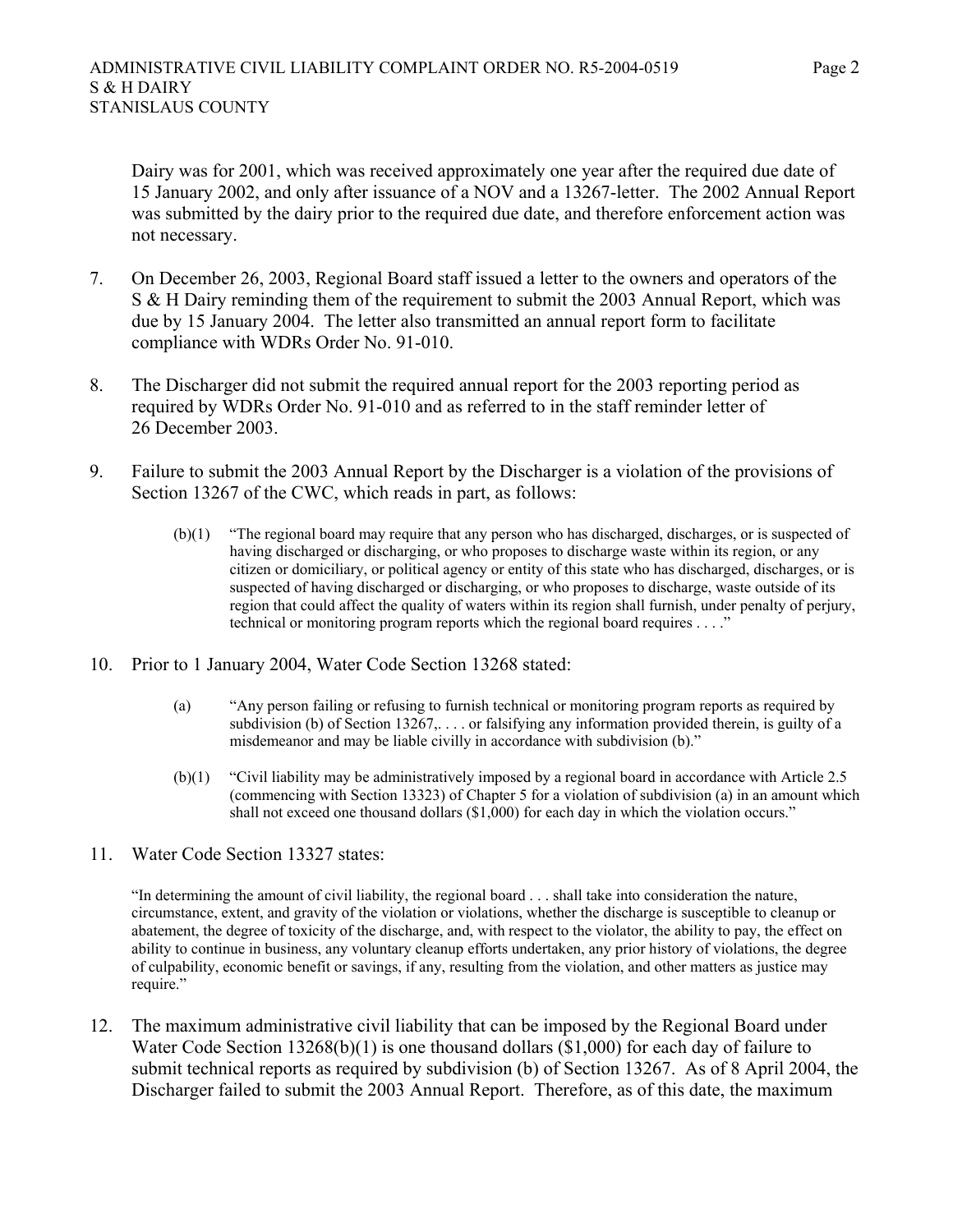Dairy was for 2001, which was received approximately one year after the required due date of 15 January 2002, and only after issuance of a NOV and a 13267-letter. The 2002 Annual Report was submitted by the dairy prior to the required due date, and therefore enforcement action was not necessary.

7. On December 26, 2003, Regional Board staff issued a letter to the owners and operators of the S & H Dairy reminding them of the requirement to submit the 2003 Annual Report, which was due by 15 January 2004. The letter also transmitted an annual report form to facilitate compliance with WDRs Order No. 91-010.

8. The Discharger did not submit the required annual report for the 2003 reporting period as required by WDRs Order No. 91-010 and as referred to in the staff reminder letter of 26 December 2003.

9. Failure to submit the 2003 Annual Report by the Discharger is a violation of the provisions of Section 13267 of the CWC, which reads in part, as follows:

   (b)(1) "The regional board may require that any person who has discharged, discharges, or is suspected of having discharged or discharging, or who proposes to discharge waste within its region, or any citizen or domiciliary, or political agency or entity of this state who has discharged, discharges, or is suspected of having discharged or discharging, or who proposes to discharge, waste outside of its region that could affect the quality of waters within its region shall furnish, under penalty of perjury, technical or monitoring program reports which the regional board requires . . . ."

10. Prior to 1 January 2004, Water Code Section 13268 stated:

    (a) "Any person failing or refusing to furnish technical or monitoring program reports as required by subdivision (b) of Section 13267,. . . . or falsifying any information provided therein, is guilty of a misdemeanor and may be liable civilly in accordance with subdivision (b)."

    (b)(1) "Civil liability may be administratively imposed by a regional board in accordance with Article 2.5 (commencing with Section 13323) of Chapter 5 for a violation of subdivision (a) in an amount which shall not exceed one thousand dollars ($1,000) for each day in which the violation occurs."

11. Water Code Section 13327 states:

    "In determining the amount of civil liability, the regional board . . . shall take into consideration the nature, circumstance, extent, and gravity of the violation or violations, whether the discharge is susceptible to cleanup or abatement, the degree of toxicity of the discharge, and, with respect to the violator, the ability to pay, the effect on ability to continue in business, any voluntary cleanup efforts undertaken, any prior history of violations, the degree of culpability, economic benefit or savings, if any, resulting from the violation, and other matters as justice may require."

12. The maximum administrative civil liability that can be imposed by the Regional Board under Water Code Section 13268(b)(1) is one thousand dollars ($1,000) for each day of failure to submit technical reports as required by subdivision (b) of Section 13267. As of 8 April 2004, the Discharger failed to submit the 2003 Annual Report. Therefore, as of this date, the maximum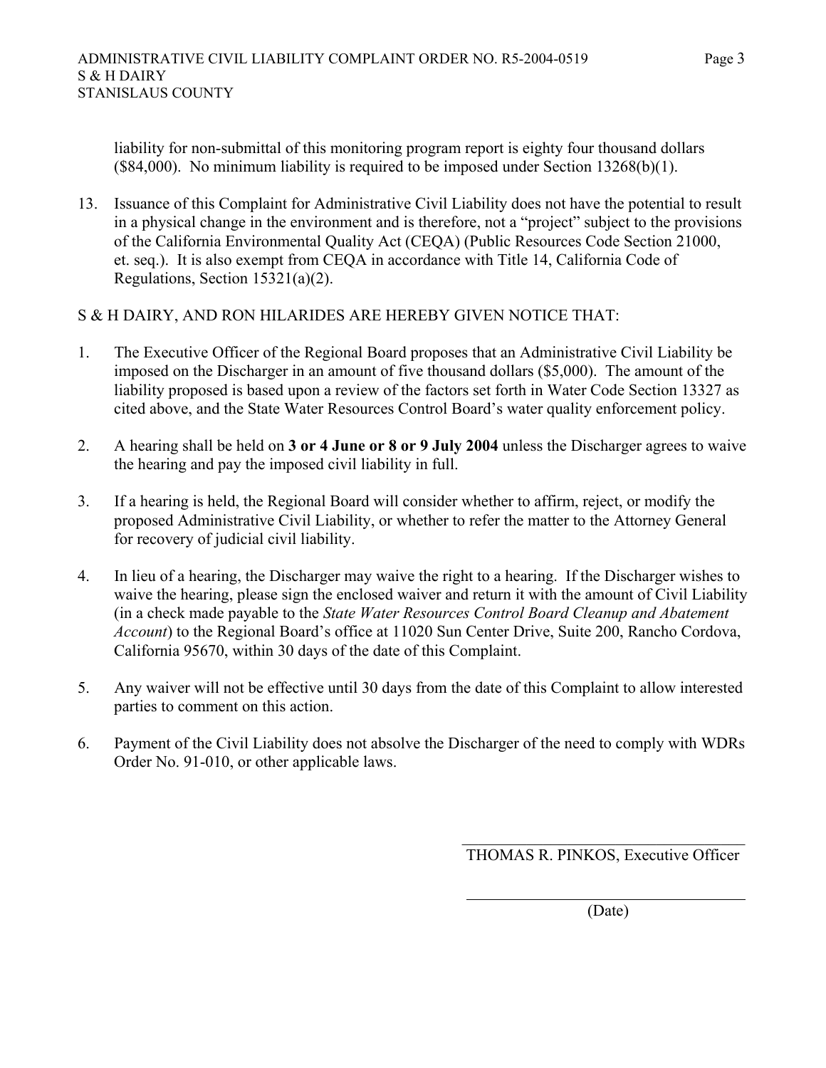liability for non-submittal of this monitoring program report is eighty four thousand dollars ($84,000). No minimum liability is required to be imposed under Section 13268(b)(1).

13. Issuance of this Complaint for Administrative Civil Liability does not have the potential to result in a physical change in the environment and is therefore, not a "project" subject to the provisions of the California Environmental Quality Act (CEQA) (Public Resources Code Section 21000, et. seq.). It is also exempt from CEQA in accordance with Title 14, California Code of Regulations, Section 15321(a)(2).

S & H DAIRY, AND RON HILARIDES ARE HEREBY GIVEN NOTICE THAT:

1. The Executive Officer of the Regional Board proposes that an Administrative Civil Liability be imposed on the Discharger in an amount of five thousand dollars ($5,000). The amount of the liability proposed is based upon a review of the factors set forth in Water Code Section 13327 as cited above, and the State Water Resources Control Board's water quality enforcement policy.

2. A hearing shall be held on **3 or 4 June or 8 or 9 July 2004** unless the Discharger agrees to waive the hearing and pay the imposed civil liability in full.

3. If a hearing is held, the Regional Board will consider whether to affirm, reject, or modify the proposed Administrative Civil Liability, or whether to refer the matter to the Attorney General for recovery of judicial civil liability.

4. In lieu of a hearing, the Discharger may waive the right to a hearing. If the Discharger wishes to waive the hearing, please sign the enclosed waiver and return it with the amount of Civil Liability (in a check made payable to the *State Water Resources Control Board Cleanup and Abatement Account*) to the Regional Board's office at 11020 Sun Center Drive, Suite 200, Rancho Cordova, California 95670, within 30 days of the date of this Complaint.

5. Any waiver will not be effective until 30 days from the date of this Complaint to allow interested parties to comment on this action.

6. Payment of the Civil Liability does not absolve the Discharger of the need to comply with WDRs Order No. 91-010, or other applicable laws.

THOMAS R. PINKOS, Executive Officer

(Date)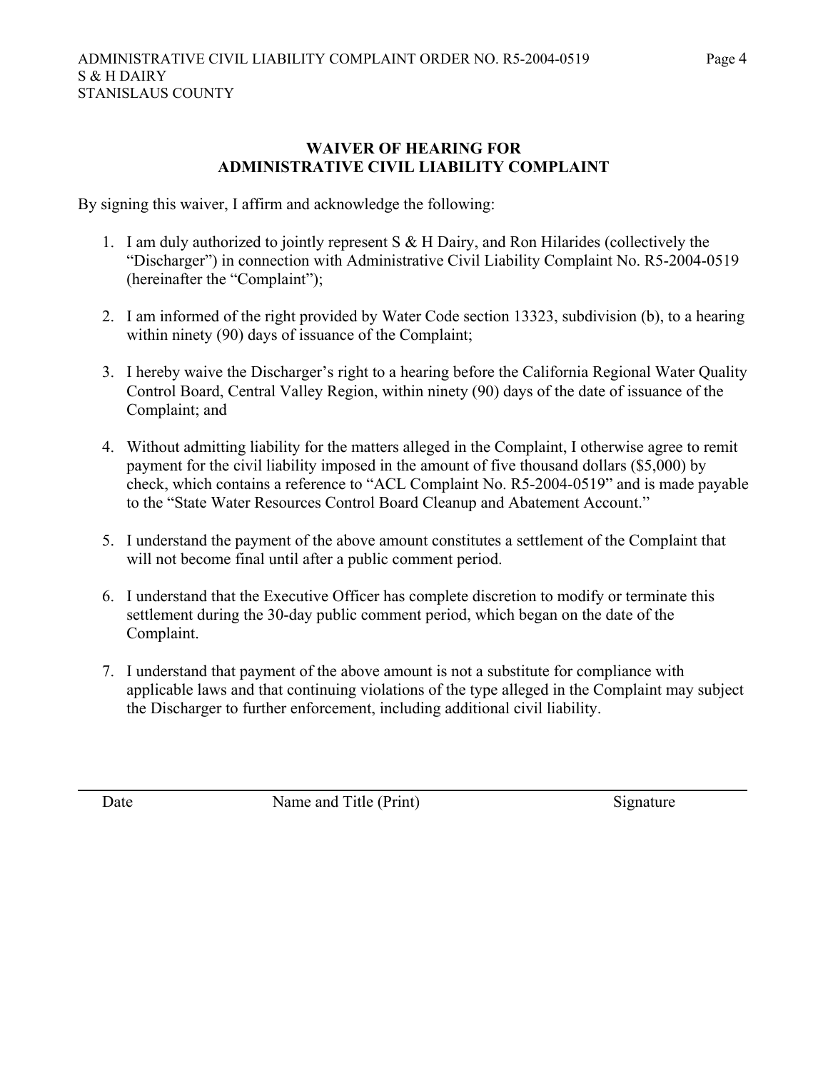## WAIVER OF HEARING FOR ADMINISTRATIVE CIVIL LIABILITY COMPLAINT

By signing this waiver, I affirm and acknowledge the following:

1. I am duly authorized to jointly represent S & H Dairy, and Ron Hilarides (collectively the "Discharger") in connection with Administrative Civil Liability Complaint No. R5-2004-0519 (hereinafter the "Complaint");

2. I am informed of the right provided by Water Code section 13323, subdivision (b), to a hearing within ninety (90) days of issuance of the Complaint;

3. I hereby waive the Discharger's right to a hearing before the California Regional Water Quality Control Board, Central Valley Region, within ninety (90) days of the date of issuance of the Complaint; and

4. Without admitting liability for the matters alleged in the Complaint, I otherwise agree to remit payment for the civil liability imposed in the amount of five thousand dollars ($5,000) by check, which contains a reference to "ACL Complaint No. R5-2004-0519" and is made payable to the "State Water Resources Control Board Cleanup and Abatement Account."

5. I understand the payment of the above amount constitutes a settlement of the Complaint that will not become final until after a public comment period.

6. I understand that the Executive Officer has complete discretion to modify or terminate this settlement during the 30-day public comment period, which began on the date of the Complaint.

7. I understand that payment of the above amount is not a substitute for compliance with applicable laws and that continuing violations of the type alleged in the Complaint may subject the Discharger to further enforcement, including additional civil liability.

Date　　　　Name and Title (Print)　　　　Signature